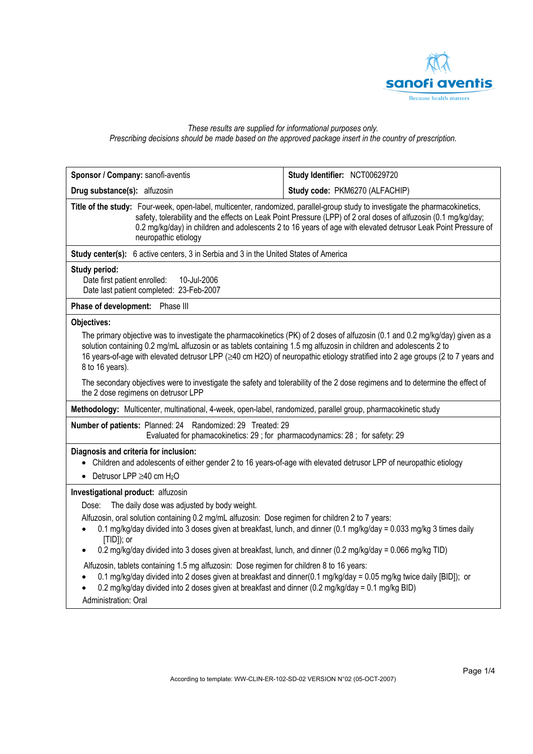*These results are supplied for informational purposes only.*
*Prescribing decisions should be made based on the approved package insert in the country of prescription.*

| **Sponsor / Company:** sanofi-aventis | **Study Identifier:** NCT00629720 |
|---|---|
| **Drug substance(s):** alfuzosin | **Study code:** PKM6270 (ALFACHIP) |

**Title of the study:** Four-week, open-label, multicenter, randomized, parallel-group study to investigate the pharmacokinetics, safety, tolerability and the effects on Leak Point Pressure (LPP) of 2 oral doses of alfuzosin (0.1 mg/kg/day; 0.2 mg/kg/day) in children and adolescents 2 to 16 years of age with elevated detrusor Leak Point Pressure of neuropathic etiology

**Study center(s):** 6 active centers, 3 in Serbia and 3 in the United States of America

**Study period:**
Date first patient enrolled: 10-Jul-2006
Date last patient completed: 23-Feb-2007

**Phase of development:** Phase III

**Objectives:**

The primary objective was to investigate the pharmacokinetics (PK) of 2 doses of alfuzosin (0.1 and 0.2 mg/kg/day) given as a solution containing 0.2 mg/mL alfuzosin or as tablets containing 1.5 mg alfuzosin in children and adolescents 2 to 16 years-of-age with elevated detrusor LPP (≥40 cm H2O) of neuropathic etiology stratified into 2 age groups (2 to 7 years and 8 to 16 years).

The secondary objectives were to investigate the safety and tolerability of the 2 dose regimens and to determine the effect of the 2 dose regimens on detrusor LPP

**Methodology:** Multicenter, multinational, 4-week, open-label, randomized, parallel group, pharmacokinetic study

**Number of patients:** Planned: 24 Randomized: 29 Treated: 29
Evaluated for phamacokinetics: 29 ; for pharmacodynamics: 28 ; for safety: 29

**Diagnosis and criteria for inclusion:**

- Children and adolescents of either gender 2 to 16 years-of-age with elevated detrusor LPP of neuropathic etiology
- Detrusor LPP ≥40 cm $H_2O$

**Investigational product:** alfuzosin

Dose: The daily dose was adjusted by body weight.

Alfuzosin, oral solution containing 0.2 mg/mL alfuzosin: Dose regimen for children 2 to 7 years:

- 0.1 mg/kg/day divided into 3 doses given at breakfast, lunch, and dinner (0.1 mg/kg/day = 0.033 mg/kg 3 times daily [TID]); or
- 0.2 mg/kg/day divided into 3 doses given at breakfast, lunch, and dinner (0.2 mg/kg/day = 0.066 mg/kg TID)

Alfuzosin, tablets containing 1.5 mg alfuzosin: Dose regimen for children 8 to 16 years:

- 0.1 mg/kg/day divided into 2 doses given at breakfast and dinner(0.1 mg/kg/day = 0.05 mg/kg twice daily [BID]); or
- 0.2 mg/kg/day divided into 2 doses given at breakfast and dinner (0.2 mg/kg/day = 0.1 mg/kg BID)

Administration: Oral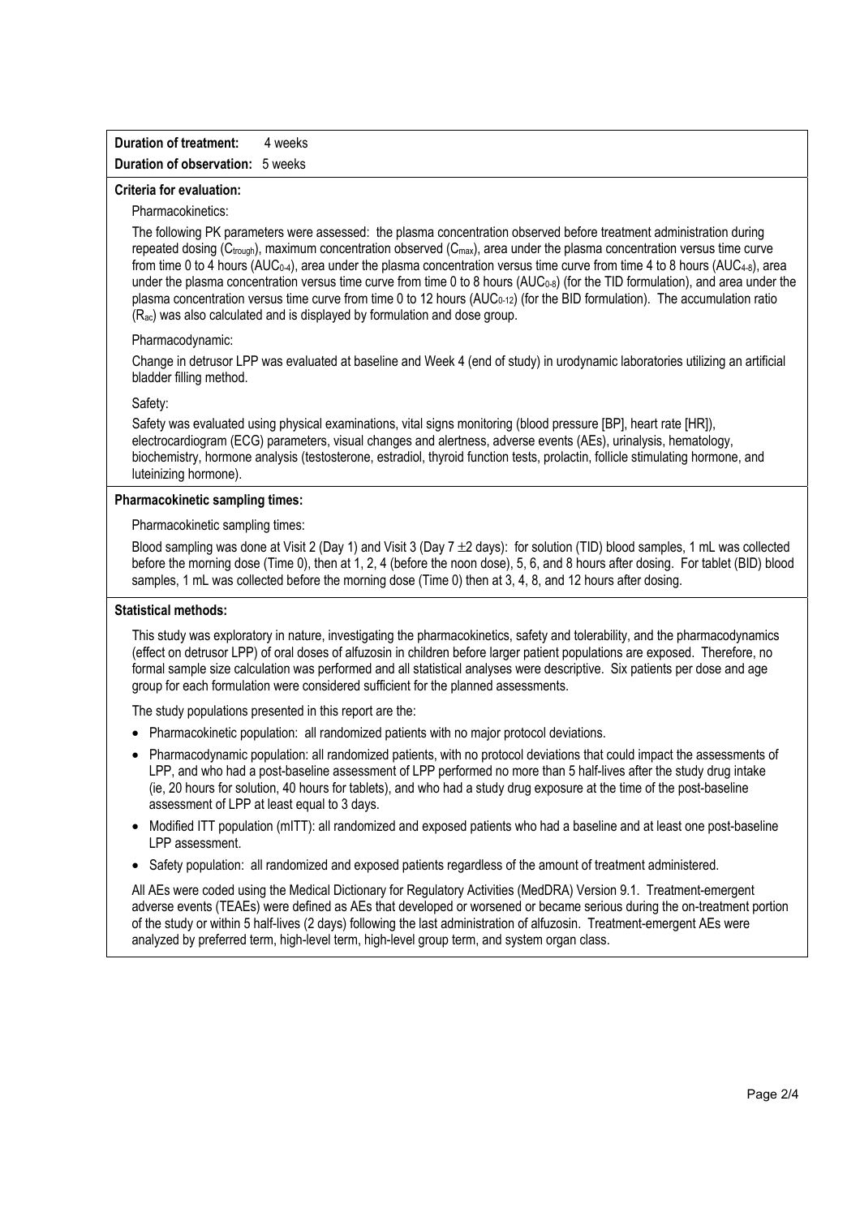**Duration of treatment:** 4 weeks

**Duration of observation:** 5 weeks

**Criteria for evaluation:**

Pharmacokinetics:

The following PK parameters were assessed: the plasma concentration observed before treatment administration during repeated dosing ($C_{trough}$), maximum concentration observed ($C_{max}$), area under the plasma concentration versus time curve from time 0 to 4 hours ($AUC_{0\text{-}4}$), area under the plasma concentration versus time curve from time 4 to 8 hours ($AUC_{4\text{-}8}$), area under the plasma concentration versus time curve from time 0 to 8 hours ($AUC_{0\text{-}8}$) (for the TID formulation), and area under the plasma concentration versus time curve from time 0 to 12 hours ($AUC_{0\text{-}12}$) (for the BID formulation). The accumulation ratio ($R_{ac}$) was also calculated and is displayed by formulation and dose group.

Pharmacodynamic:

Change in detrusor LPP was evaluated at baseline and Week 4 (end of study) in urodynamic laboratories utilizing an artificial bladder filling method.

Safety:

Safety was evaluated using physical examinations, vital signs monitoring (blood pressure [BP], heart rate [HR]), electrocardiogram (ECG) parameters, visual changes and alertness, adverse events (AEs), urinalysis, hematology, biochemistry, hormone analysis (testosterone, estradiol, thyroid function tests, prolactin, follicle stimulating hormone, and luteinizing hormone).

**Pharmacokinetic sampling times:**

Pharmacokinetic sampling times:

Blood sampling was done at Visit 2 (Day 1) and Visit 3 (Day 7 ±2 days): for solution (TID) blood samples, 1 mL was collected before the morning dose (Time 0), then at 1, 2, 4 (before the noon dose), 5, 6, and 8 hours after dosing. For tablet (BID) blood samples, 1 mL was collected before the morning dose (Time 0) then at 3, 4, 8, and 12 hours after dosing.

**Statistical methods:**

This study was exploratory in nature, investigating the pharmacokinetics, safety and tolerability, and the pharmacodynamics (effect on detrusor LPP) of oral doses of alfuzosin in children before larger patient populations are exposed. Therefore, no formal sample size calculation was performed and all statistical analyses were descriptive. Six patients per dose and age group for each formulation were considered sufficient for the planned assessments.

The study populations presented in this report are the:

- Pharmacokinetic population: all randomized patients with no major protocol deviations.
- Pharmacodynamic population: all randomized patients, with no protocol deviations that could impact the assessments of LPP, and who had a post-baseline assessment of LPP performed no more than 5 half-lives after the study drug intake (ie, 20 hours for solution, 40 hours for tablets), and who had a study drug exposure at the time of the post-baseline assessment of LPP at least equal to 3 days.
- Modified ITT population (mITT): all randomized and exposed patients who had a baseline and at least one post-baseline LPP assessment.
- Safety population: all randomized and exposed patients regardless of the amount of treatment administered.

All AEs were coded using the Medical Dictionary for Regulatory Activities (MedDRA) Version 9.1. Treatment-emergent adverse events (TEAEs) were defined as AEs that developed or worsened or became serious during the on-treatment portion of the study or within 5 half-lives (2 days) following the last administration of alfuzosin. Treatment-emergent AEs were analyzed by preferred term, high-level term, high-level group term, and system organ class.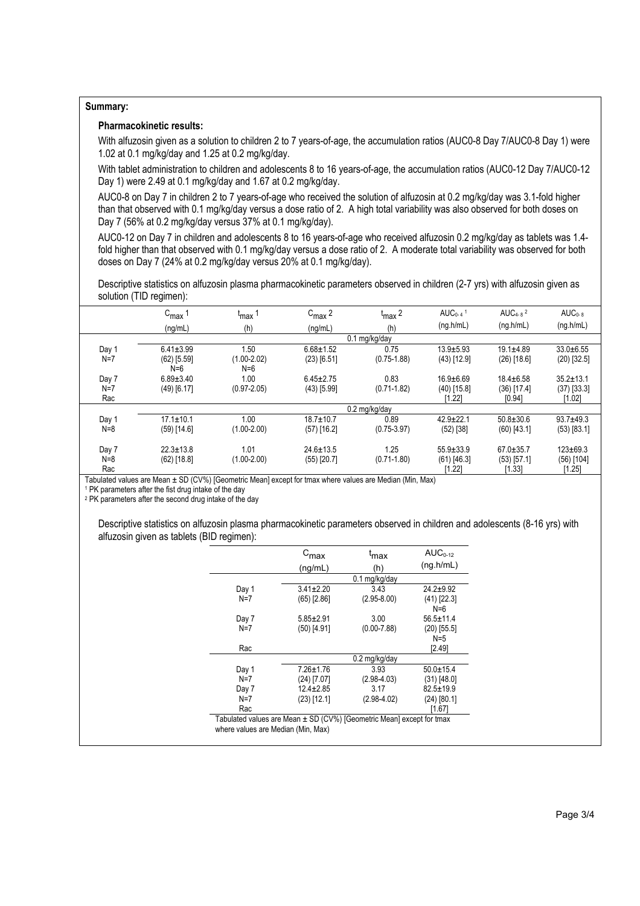**Summary:**

**Pharmacokinetic results:**

With alfuzosin given as a solution to children 2 to 7 years-of-age, the accumulation ratios (AUC0-8 Day 7/AUC0-8 Day 1) were 1.02 at 0.1 mg/kg/day and 1.25 at 0.2 mg/kg/day.

With tablet administration to children and adolescents 8 to 16 years-of-age, the accumulation ratios (AUC0-12 Day 7/AUC0-12 Day 1) were 2.49 at 0.1 mg/kg/day and 1.67 at 0.2 mg/kg/day.

AUC0-8 on Day 7 in children 2 to 7 years-of-age who received the solution of alfuzosin at 0.2 mg/kg/day was 3.1-fold higher than that observed with 0.1 mg/kg/day versus a dose ratio of 2. A high total variability was also observed for both doses on Day 7 (56% at 0.2 mg/kg/day versus 37% at 0.1 mg/kg/day).

AUC0-12 on Day 7 in children and adolescents 8 to 16 years-of-age who received alfuzosin 0.2 mg/kg/day as tablets was 1.4-fold higher than that observed with 0.1 mg/kg/day versus a dose ratio of 2. A moderate total variability was observed for both doses on Day 7 (24% at 0.2 mg/kg/day versus 20% at 0.1 mg/kg/day).

Descriptive statistics on alfuzosin plasma pharmacokinetic parameters observed in children (2-7 yrs) with alfuzosin given as solution (TID regimen):

| | $C_{max}$ 1 (ng/mL) | $t_{max}$ 1 (h) | $C_{max}$ 2 (ng/mL) | $t_{max}$ 2 (h) | $AUC_{0-4}$ [1] (ng.h/mL) | $AUC_{4-8}$ [2] (ng.h/mL) | $AUC_{0-8}$ (ng.h/mL) |
|---|---|---|---|---|---|---|---|
| | | | | 0.1 mg/kg/day | | | |
| Day 1 N=7 | 6.41±3.99 (62) [5.59] N=6 | 1.50 (1.00-2.02) N=6 | 6.68±1.52 (23) [6.51] | 0.75 (0.75-1.88) | 13.9±5.93 (43) [12.9] | 19.1±4.89 (26) [18.6] | 33.0±6.55 (20) [32.5] |
| Day 7 N=7 | 6.89±3.40 (49) [6.17] | 1.00 (0.97-2.05) | 6.45±2.75 (43) [5.99] | 0.83 (0.71-1.82) | 16.9±6.69 (40) [15.8] | 18.4±6.58 (36) [17.4] | 35.2±13.1 (37) [33.3] |
| Rac | | | | | [1.22] | [0.94] | [1.02] |
| | | | | 0.2 mg/kg/day | | | |
| Day 1 N=8 | 17.1±10.1 (59) [14.6] | 1.00 (1.00-2.00) | 18.7±10.7 (57) [16.2] | 0.89 (0.75-3.97) | 42.9±22.1 (52) [38] | 50.8±30.6 (60) [43.1] | 93.7±49.3 (53) [83.1] |
| Day 7 N=8 | 22.3±13.8 (62) [18.8] | 1.01 (1.00-2.00) | 24.6±13.5 (55) [20.7] | 1.25 (0.71-1.80) | 55.9±33.9 (61) [46.3] | 67.0±35.7 (53) [57.1] | 123±69.3 (56) [104] |
| Rac | | | | | [1.22] | [1.33] | [1.25] |

Tabulated values are Mean ± SD (CV%) [Geometric Mean] except for tmax where values are Median (Min, Max)

[1] PK parameters after the fist drug intake of the day

[2] PK parameters after the second drug intake of the day

Descriptive statistics on alfuzosin plasma pharmacokinetic parameters observed in children and adolescents (8-16 yrs) with alfuzosin given as tablets (BID regimen):

| | $C_{max}$ (ng/mL) | $t_{max}$ (h) | $AUC_{0-12}$ (ng.h/mL) |
|---|---|---|---|
| | | 0.1 mg/kg/day | |
| Day 1 N=7 | 3.41±2.20 (65) [2.86] | 3.43 (2.95-8.00) | 24.2±9.92 (41) [22.3] N=6 |
| Day 7 N=7 | 5.85±2.91 (50) [4.91] | 3.00 (0.00-7.88) | 56.5±11.4 (20) [55.5] N=5 |
| Rac | | | [2.49] |
| | | 0.2 mg/kg/day | |
| Day 1 N=7 | 7.26±1.76 (24) [7.07] | 3.93 (2.98-4.03) | 50.0±15.4 (31) [48.0] |
| Day 7 N=7 | 12.4±2.85 (23) [12.1] | 3.17 (2.98-4.02) | 82.5±19.9 (24) [80.1] |
| Rac | | | [1.67] |

Tabulated values are Mean ± SD (CV%) [Geometric Mean] except for tmax where values are Median (Min, Max)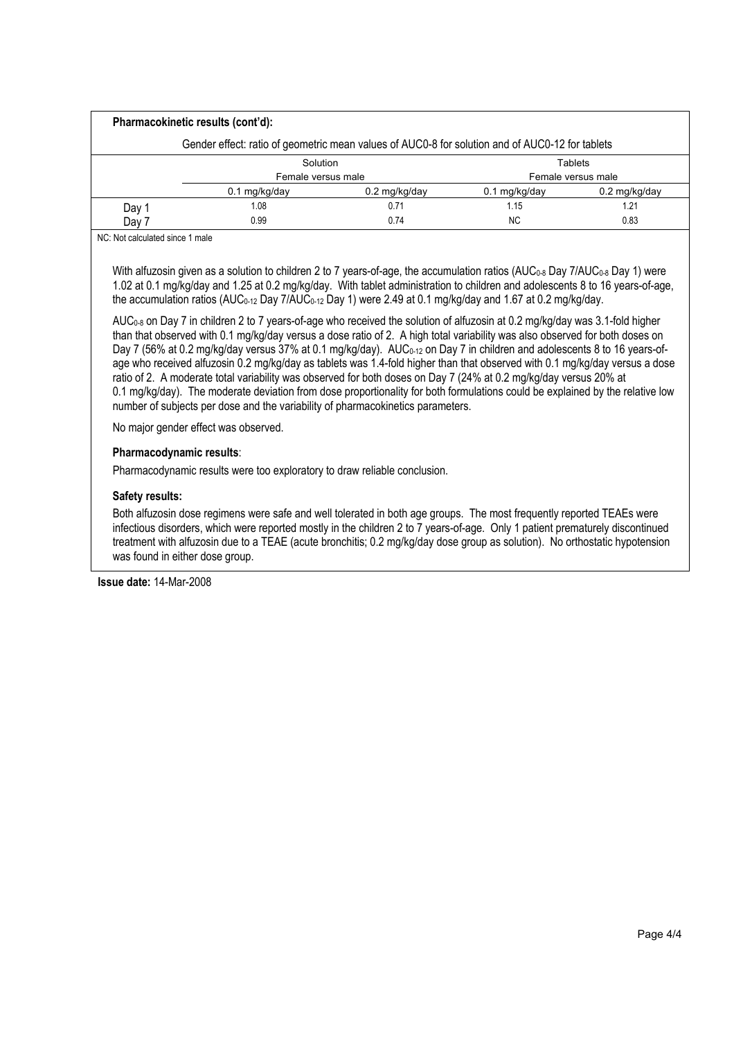**Pharmacokinetic results (cont'd):**

Gender effect: ratio of geometric mean values of AUC0-8 for solution and of AUC0-12 for tablets

| | Solution | | Tablets | |
|---|---|---|---|---|
| | Female versus male | | Female versus male | |
| | 0.1 mg/kg/day | 0.2 mg/kg/day | 0.1 mg/kg/day | 0.2 mg/kg/day |
| Day 1 | 1.08 | 0.71 | 1.15 | 1.21 |
| Day 7 | 0.99 | 0.74 | NC | 0.83 |

NC: Not calculated since 1 male

With alfuzosin given as a solution to children 2 to 7 years-of-age, the accumulation ratios ($AUC_{0-8}$ Day 7/$AUC_{0-8}$ Day 1) were 1.02 at 0.1 mg/kg/day and 1.25 at 0.2 mg/kg/day. With tablet administration to children and adolescents 8 to 16 years-of-age, the accumulation ratios ($AUC_{0-12}$ Day 7/$AUC_{0-12}$ Day 1) were 2.49 at 0.1 mg/kg/day and 1.67 at 0.2 mg/kg/day.

$AUC_{0-8}$ on Day 7 in children 2 to 7 years-of-age who received the solution of alfuzosin at 0.2 mg/kg/day was 3.1-fold higher than that observed with 0.1 mg/kg/day versus a dose ratio of 2. A high total variability was also observed for both doses on Day 7 (56% at 0.2 mg/kg/day versus 37% at 0.1 mg/kg/day). $AUC_{0-12}$ on Day 7 in children and adolescents 8 to 16 years-of-age who received alfuzosin 0.2 mg/kg/day as tablets was 1.4-fold higher than that observed with 0.1 mg/kg/day versus a dose ratio of 2. A moderate total variability was observed for both doses on Day 7 (24% at 0.2 mg/kg/day versus 20% at 0.1 mg/kg/day). The moderate deviation from dose proportionality for both formulations could be explained by the relative low number of subjects per dose and the variability of pharmacokinetics parameters.

No major gender effect was observed.

**Pharmacodynamic results**:

Pharmacodynamic results were too exploratory to draw reliable conclusion.

**Safety results:**

Both alfuzosin dose regimens were safe and well tolerated in both age groups. The most frequently reported TEAEs were infectious disorders, which were reported mostly in the children 2 to 7 years-of-age. Only 1 patient prematurely discontinued treatment with alfuzosin due to a TEAE (acute bronchitis; 0.2 mg/kg/day dose group as solution). No orthostatic hypotension was found in either dose group.

**Issue date:** 14-Mar-2008